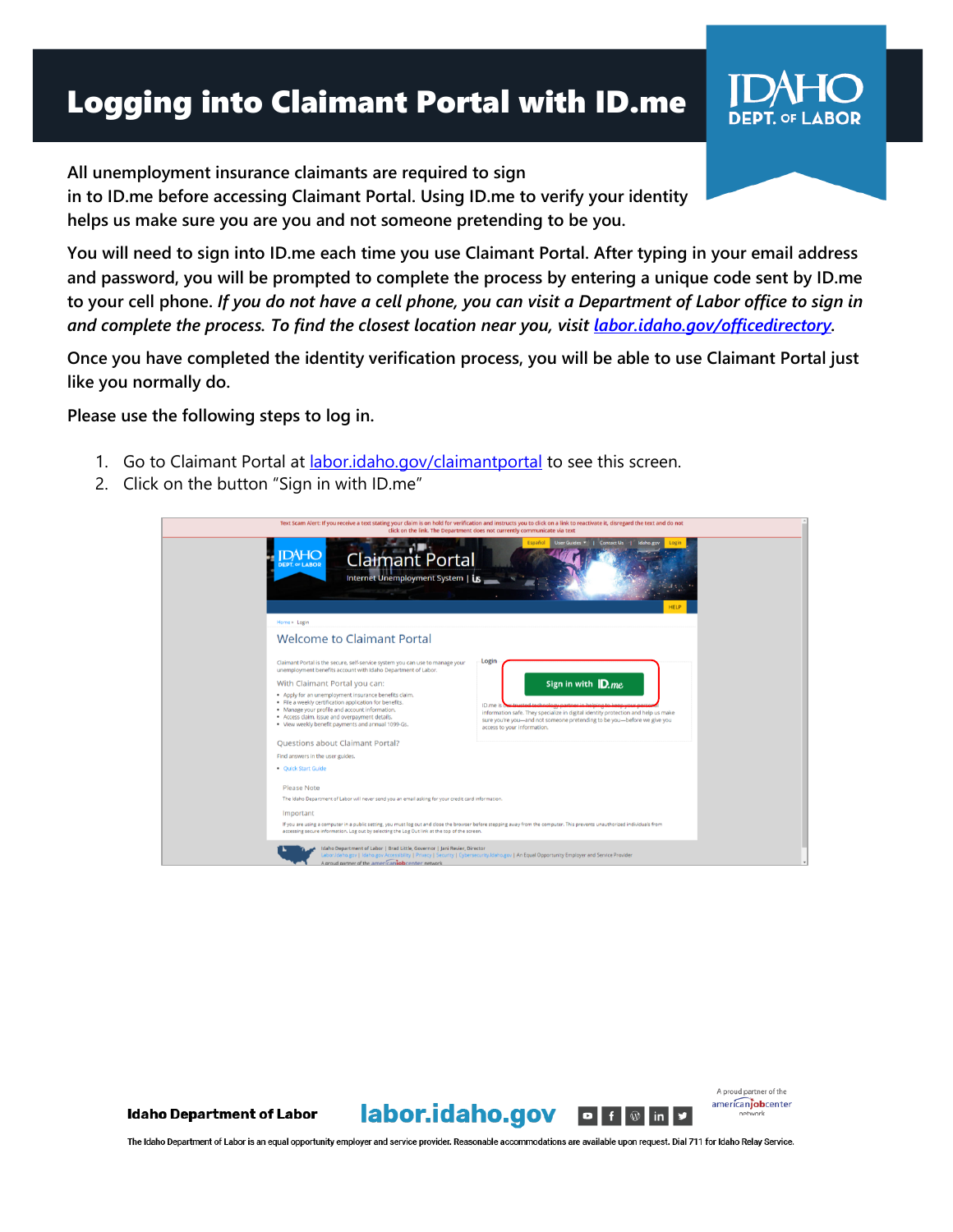# Logging into Claimant Portal with ID.me

All unemployment insurance claimants are required to sign in to ID.me before accessing Claimant Portal. Using ID.me to verify your identity helps us make sure you are you and not someone pretending to be you.

You will need to sign into ID.me each time you use Claimant Portal. After typing in your email address and password, you will be prompted to complete the process by entering a unique code sent by ID.me to your cell phone. *If you do not have a cell phone, you can visit a Department of Labor office to sign in and complete the process. To find the closest location near you, visit [labor.idaho.gov/officedirectory](labor.idaho.gov/officedirectory).*

Once you have completed the identity verification process, you will be able to use Claimant Portal just like you normally do.

Please use the following steps to log in.

1. Go to Claimant Portal at [labor.idaho.gov/claimantportal](labor.idaho.gov/claimantportal) to see this screen.
2. Click on the button "Sign in with ID.me"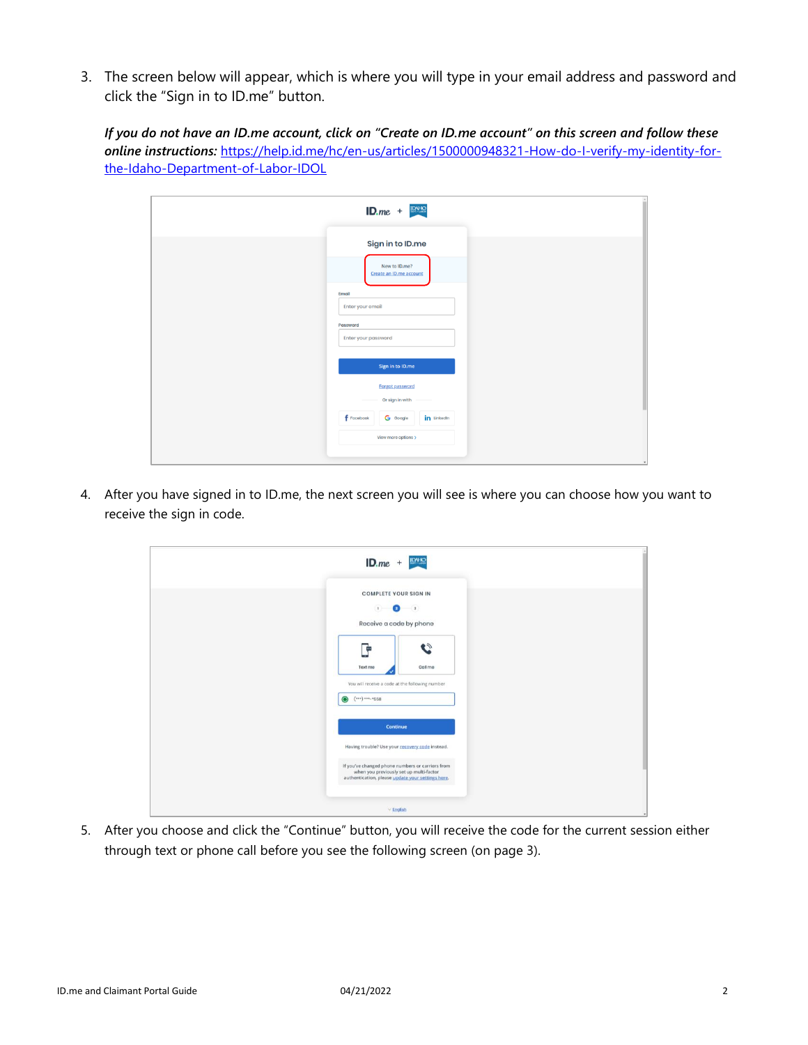3. The screen below will appear, which is where you will type in your email address and password and click the "Sign in to ID.me" button.

   ***If you do not have an ID.me account, click on "Create on ID.me account" on this screen and follow these online instructions:*** https://help.id.me/hc/en-us/articles/1500000948321-How-do-I-verify-my-identity-for-the-Idaho-Department-of-Labor-IDOL

4. After you have signed in to ID.me, the next screen you will see is where you can choose how you want to receive the sign in code.

5. After you choose and click the "Continue" button, you will receive the code for the current session either through text or phone call before you see the following screen (on page 3).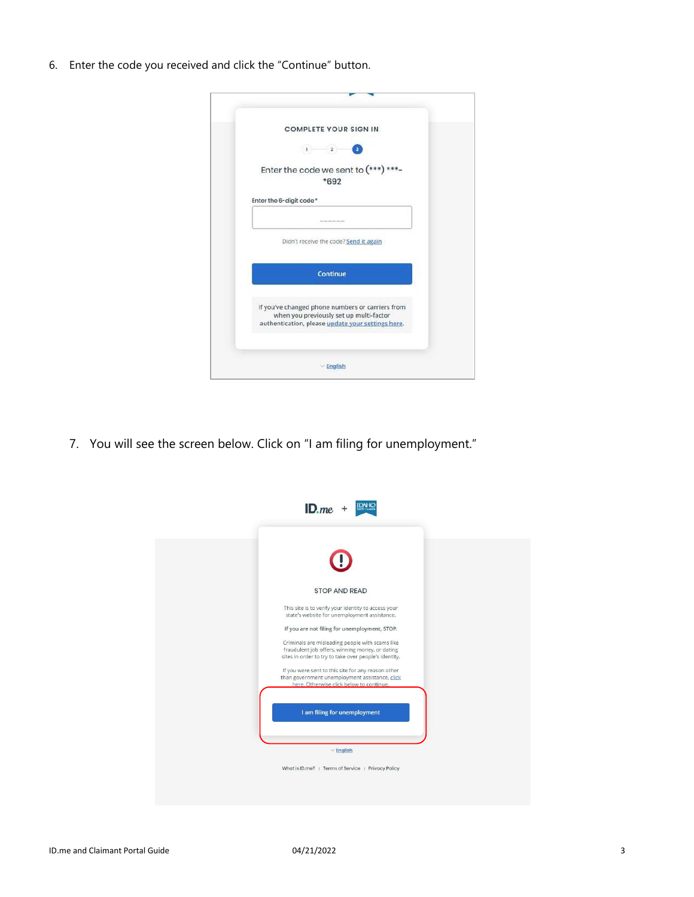6. Enter the code you received and click the “Continue” button.

COMPLETE YOUR SIGN IN

Enter the code we sent to (***) ***-*692

Enter the 6-digit code*

Didn't receive the code? Send it again

Continue

If you've changed phone numbers or carriers from when you previously set up multi-factor authentication, please update your settings here.

English

7. You will see the screen below. Click on “I am filing for unemployment.”

ID.me + IDAHO

STOP AND READ

This site is to verify your identity to access your state's website for unemployment assistance.

If you are not filing for unemployment, STOP.

Criminals are misleading people with scams like fraudulent job offers, winning money, or dating sites in order to try to take over people's identity.

If you were sent to this site for any reason other than government unemployment assistance, click here. Otherwise click below to continue.

I am filing for unemployment

English

What is ID.me? | Terms of Service | Privacy Policy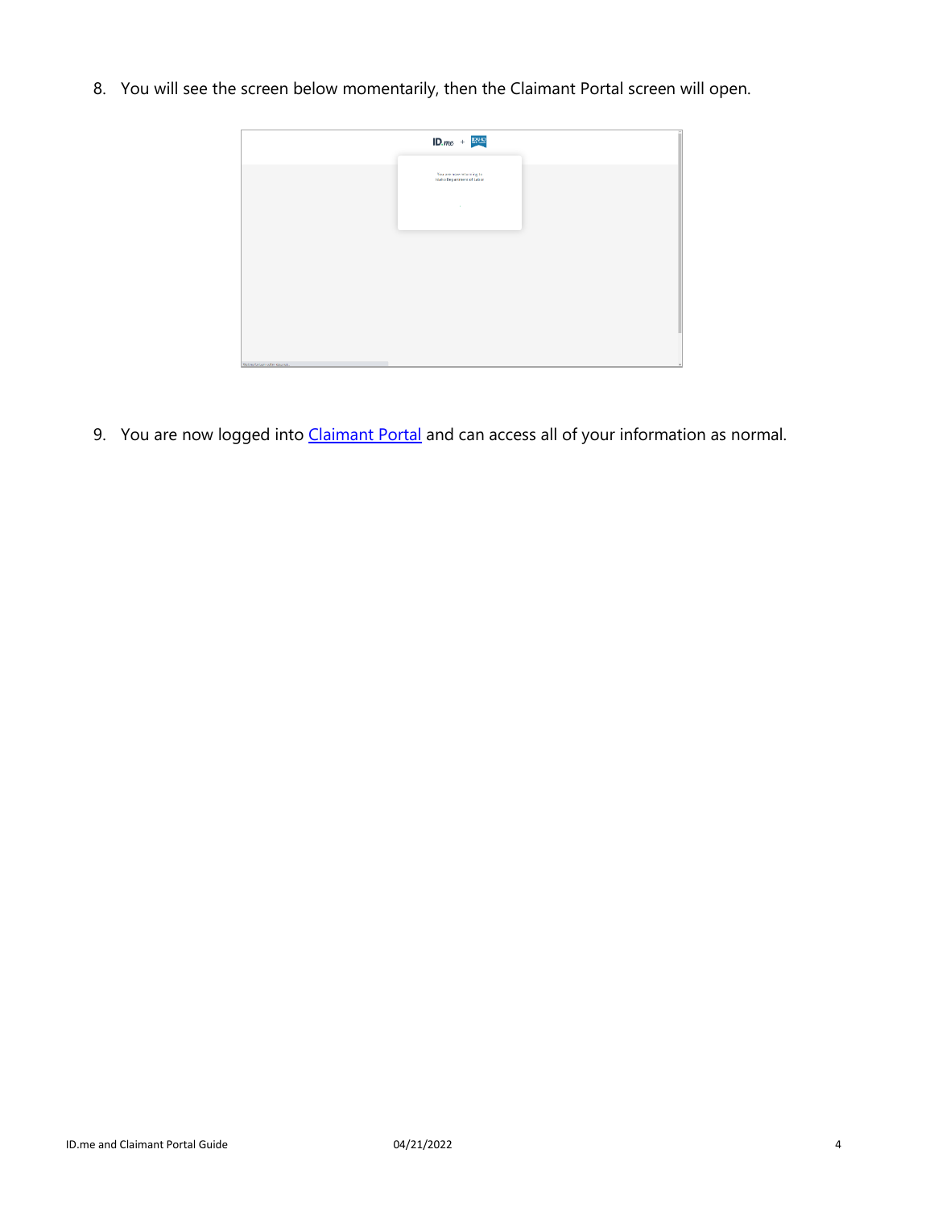8. You will see the screen below momentarily, then the Claimant Portal screen will open.

9. You are now logged into [Claimant Portal] and can access all of your information as normal.